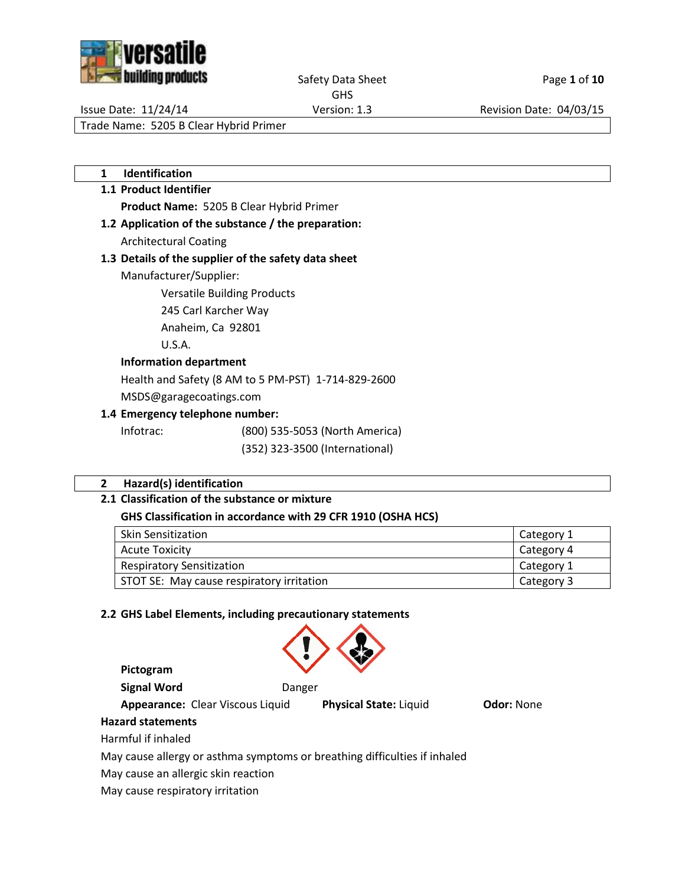Safety Data Sheet
GHS

Issue Date: 11/24/14 | Version: 1.3 | Revision Date: 04/03/15

Trade Name: 5205 B Clear Hybrid Primer

## 1 Identification

### 1.1 Product Identifier

**Product Name:** 5205 B Clear Hybrid Primer

### 1.2 Application of the substance / the preparation:

Architectural Coating

### 1.3 Details of the supplier of the safety data sheet

Manufacturer/Supplier:

Versatile Building Products
245 Carl Karcher Way
Anaheim, Ca 92801
U.S.A.

**Information department**

Health and Safety (8 AM to 5 PM-PST) 1-714-829-2600
MSDS@garagecoatings.com

### 1.4 Emergency telephone number:

Infotrac: (800) 535-5053 (North America)
(352) 323-3500 (International)

## 2 Hazard(s) identification

### 2.1 Classification of the substance or mixture

**GHS Classification in accordance with 29 CFR 1910 (OSHA HCS)**

| Hazard | Category |
|---|---|
| Skin Sensitization | Category 1 |
| Acute Toxicity | Category 4 |
| Respiratory Sensitization | Category 1 |
| STOT SE: May cause respiratory irritation | Category 3 |

### 2.2 GHS Label Elements, including precautionary statements

**Pictogram**

**Signal Word** Danger

**Appearance:** Clear Viscous Liquid **Physical State:** Liquid **Odor:** None

**Hazard statements**

Harmful if inhaled

May cause allergy or asthma symptoms or breathing difficulties if inhaled

May cause an allergic skin reaction

May cause respiratory irritation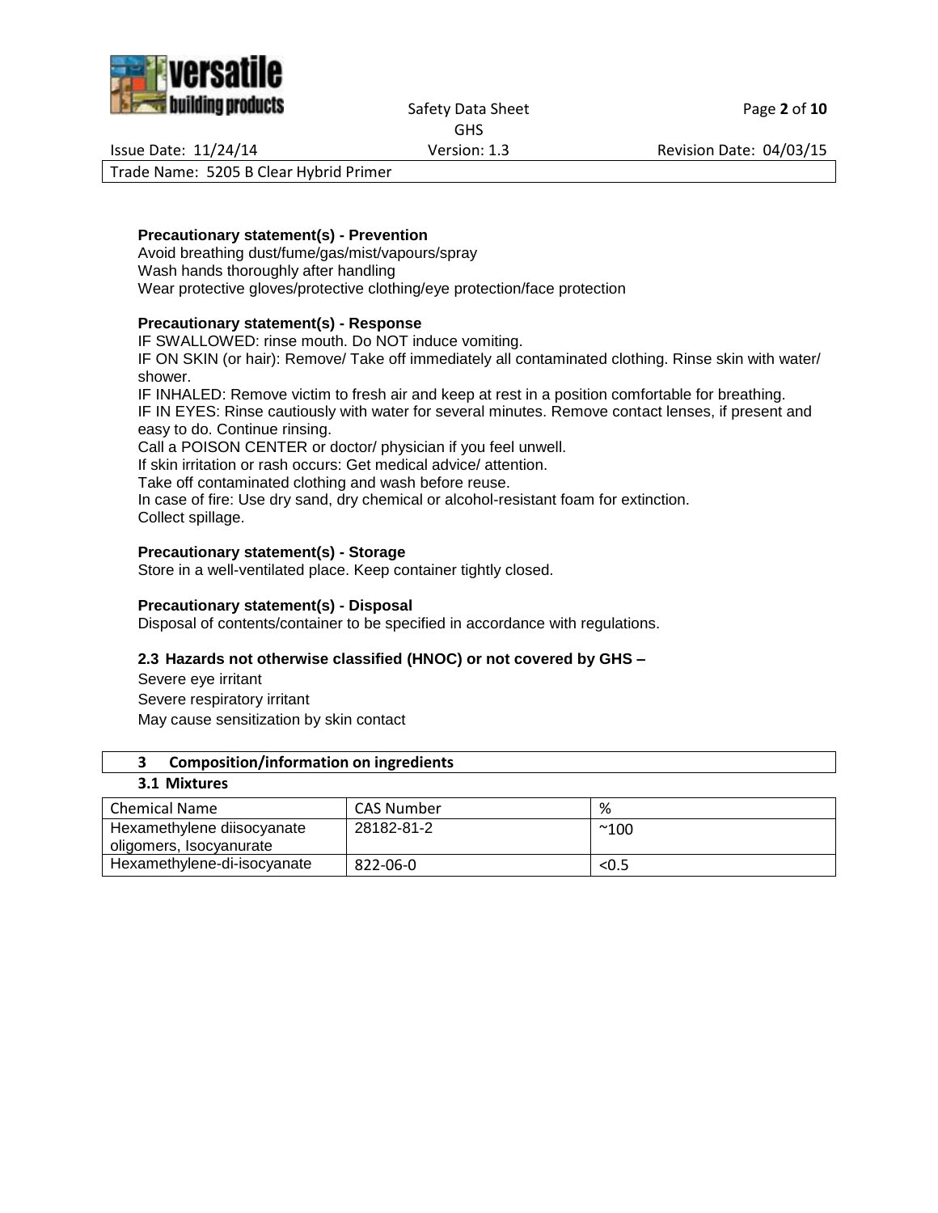**Precautionary statement(s) - Prevention**

Avoid breathing dust/fume/gas/mist/vapours/spray
Wash hands thoroughly after handling
Wear protective gloves/protective clothing/eye protection/face protection

**Precautionary statement(s) - Response**

IF SWALLOWED: rinse mouth. Do NOT induce vomiting.
IF ON SKIN (or hair): Remove/ Take off immediately all contaminated clothing. Rinse skin with water/ shower.
IF INHALED: Remove victim to fresh air and keep at rest in a position comfortable for breathing.
IF IN EYES: Rinse cautiously with water for several minutes. Remove contact lenses, if present and easy to do. Continue rinsing.
Call a POISON CENTER or doctor/ physician if you feel unwell.
If skin irritation or rash occurs: Get medical advice/ attention.
Take off contaminated clothing and wash before reuse.
In case of fire: Use dry sand, dry chemical or alcohol-resistant foam for extinction.
Collect spillage.

**Precautionary statement(s) - Storage**

Store in a well-ventilated place. Keep container tightly closed.

**Precautionary statement(s) - Disposal**

Disposal of contents/container to be specified in accordance with regulations.

**2.3 Hazards not otherwise classified (HNOC) or not covered by GHS –**

Severe eye irritant
Severe respiratory irritant
May cause sensitization by skin contact

## 3 Composition/information on ingredients

### 3.1 Mixtures

| Chemical Name | CAS Number | % |
|---|---|---|
| Hexamethylene diisocyanate oligomers, Isocyanurate | 28182-81-2 | ~100 |
| Hexamethylene-di-isocyanate | 822-06-0 | <0.5 |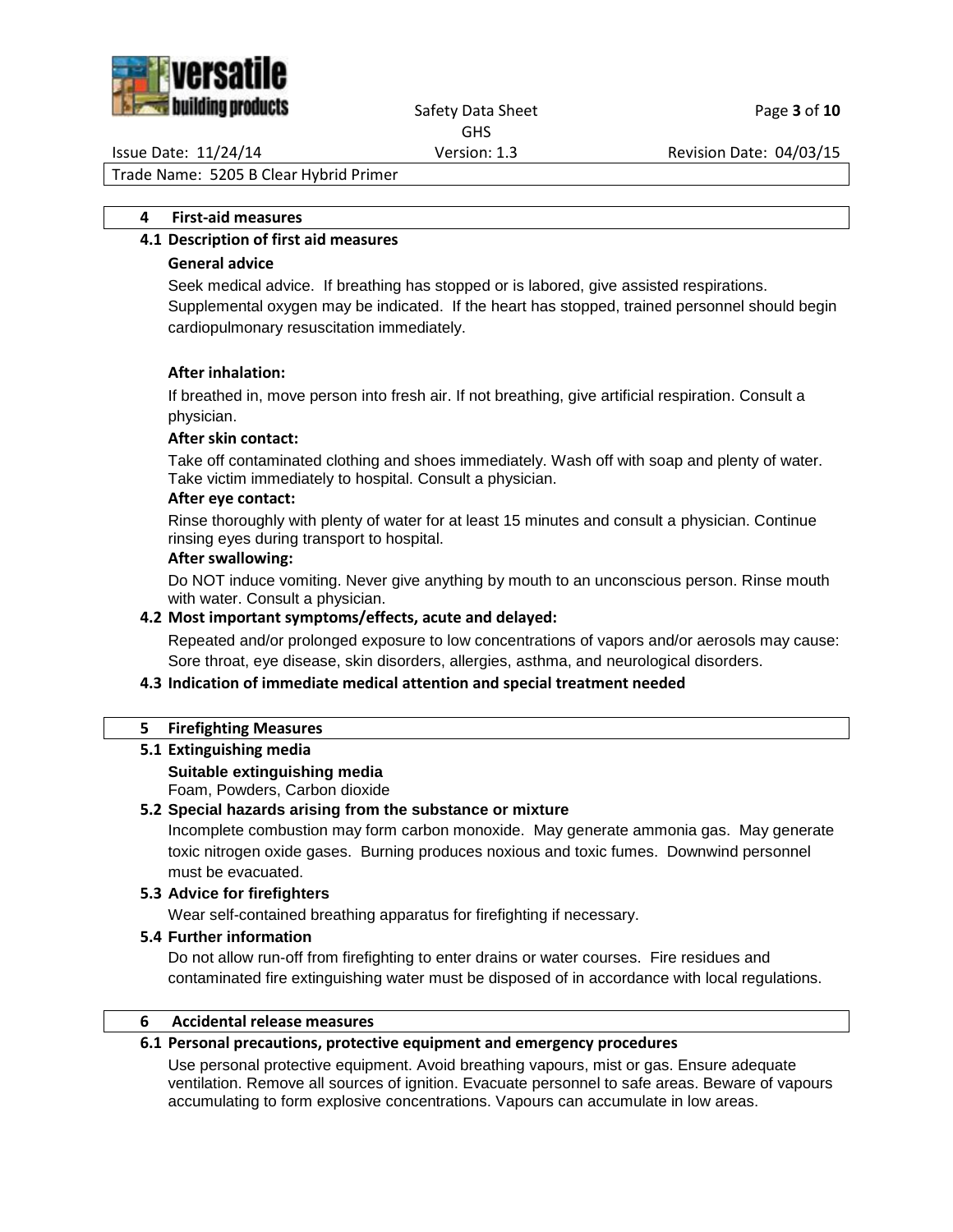## 4 First-aid measures

### 4.1 Description of first aid measures

**General advice**

Seek medical advice. If breathing has stopped or is labored, give assisted respirations. Supplemental oxygen may be indicated. If the heart has stopped, trained personnel should begin cardiopulmonary resuscitation immediately.

**After inhalation:**

If breathed in, move person into fresh air. If not breathing, give artificial respiration. Consult a physician.

**After skin contact:**

Take off contaminated clothing and shoes immediately. Wash off with soap and plenty of water. Take victim immediately to hospital. Consult a physician.

**After eye contact:**

Rinse thoroughly with plenty of water for at least 15 minutes and consult a physician. Continue rinsing eyes during transport to hospital.

**After swallowing:**

Do NOT induce vomiting. Never give anything by mouth to an unconscious person. Rinse mouth with water. Consult a physician.

### 4.2 Most important symptoms/effects, acute and delayed:

Repeated and/or prolonged exposure to low concentrations of vapors and/or aerosols may cause: Sore throat, eye disease, skin disorders, allergies, asthma, and neurological disorders.

### 4.3 Indication of immediate medical attention and special treatment needed

## 5 Firefighting Measures

### 5.1 Extinguishing media

**Suitable extinguishing media**

Foam, Powders, Carbon dioxide

### 5.2 Special hazards arising from the substance or mixture

Incomplete combustion may form carbon monoxide. May generate ammonia gas. May generate toxic nitrogen oxide gases. Burning produces noxious and toxic fumes. Downwind personnel must be evacuated.

### 5.3 Advice for firefighters

Wear self-contained breathing apparatus for firefighting if necessary.

### 5.4 Further information

Do not allow run-off from firefighting to enter drains or water courses. Fire residues and contaminated fire extinguishing water must be disposed of in accordance with local regulations.

## 6 Accidental release measures

### 6.1 Personal precautions, protective equipment and emergency procedures

Use personal protective equipment. Avoid breathing vapours, mist or gas. Ensure adequate ventilation. Remove all sources of ignition. Evacuate personnel to safe areas. Beware of vapours accumulating to form explosive concentrations. Vapours can accumulate in low areas.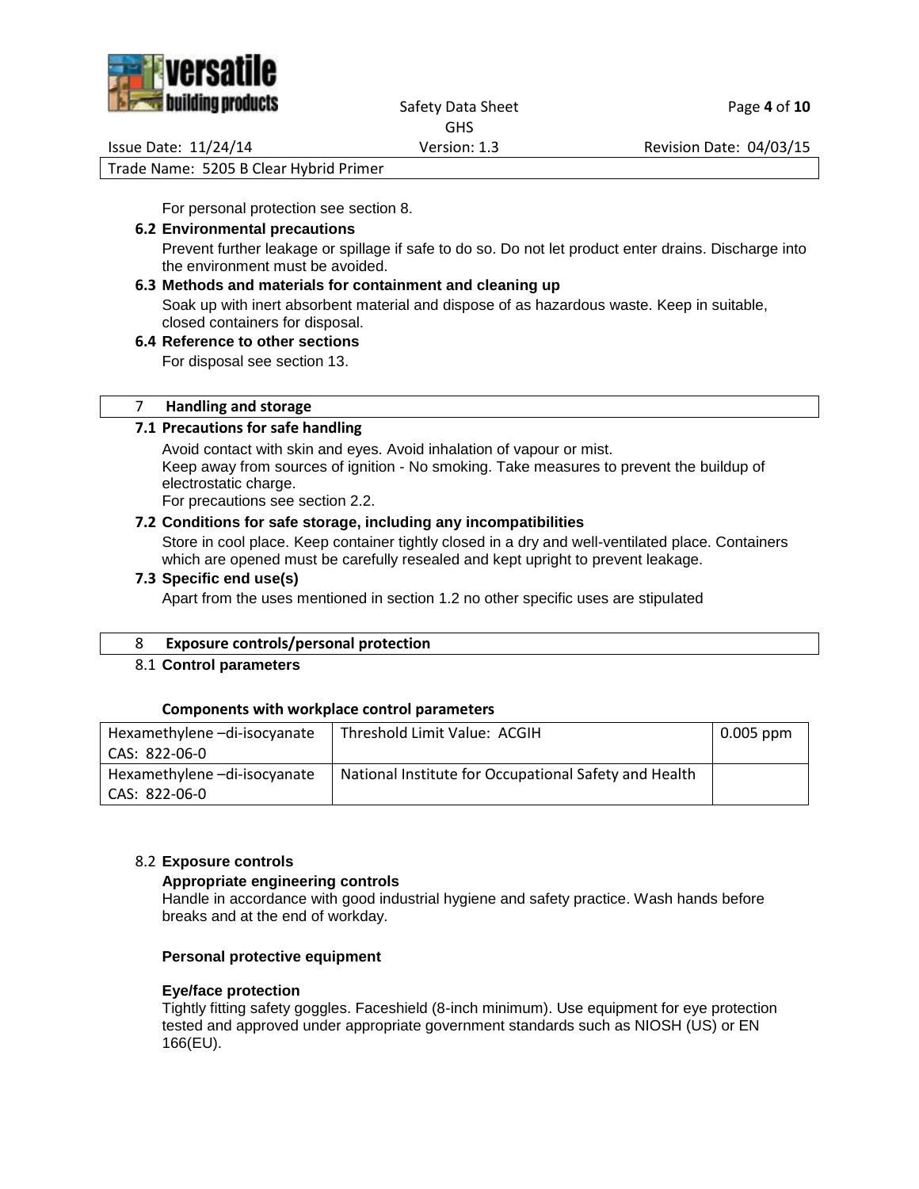For personal protection see section 8.

### 6.2 Environmental precautions

Prevent further leakage or spillage if safe to do so. Do not let product enter drains. Discharge into the environment must be avoided.

### 6.3 Methods and materials for containment and cleaning up

Soak up with inert absorbent material and dispose of as hazardous waste. Keep in suitable, closed containers for disposal.

### 6.4 Reference to other sections

For disposal see section 13.

## 7 Handling and storage

### 7.1 Precautions for safe handling

Avoid contact with skin and eyes. Avoid inhalation of vapour or mist.
Keep away from sources of ignition - No smoking. Take measures to prevent the buildup of electrostatic charge.
For precautions see section 2.2.

### 7.2 Conditions for safe storage, including any incompatibilities

Store in cool place. Keep container tightly closed in a dry and well-ventilated place. Containers which are opened must be carefully resealed and kept upright to prevent leakage.

### 7.3 Specific end use(s)

Apart from the uses mentioned in section 1.2 no other specific uses are stipulated

## 8 Exposure controls/personal protection

### 8.1 Control parameters

**Components with workplace control parameters**

| Component | Parameter | Value |
|---|---|---|
| Hexamethylene –di-isocyanate CAS: 822-06-0 | Threshold Limit Value: ACGIH | 0.005 ppm |
| Hexamethylene –di-isocyanate CAS: 822-06-0 | National Institute for Occupational Safety and Health | |

### 8.2 Exposure controls

**Appropriate engineering controls**

Handle in accordance with good industrial hygiene and safety practice. Wash hands before breaks and at the end of workday.

**Personal protective equipment**

**Eye/face protection**

Tightly fitting safety goggles. Faceshield (8-inch minimum). Use equipment for eye protection tested and approved under appropriate government standards such as NIOSH (US) or EN 166(EU).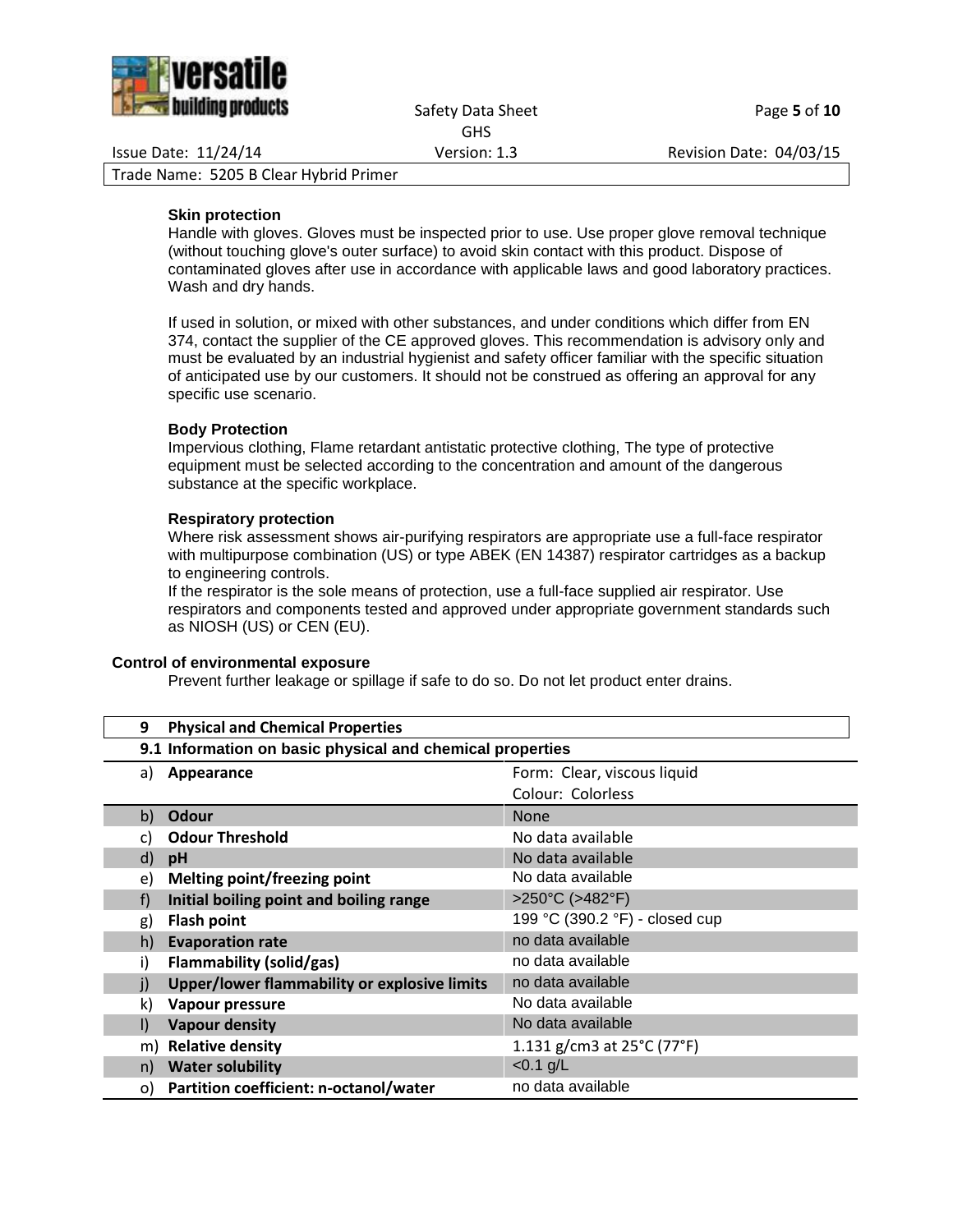**Skin protection**

Handle with gloves. Gloves must be inspected prior to use. Use proper glove removal technique (without touching glove's outer surface) to avoid skin contact with this product. Dispose of contaminated gloves after use in accordance with applicable laws and good laboratory practices. Wash and dry hands.

If used in solution, or mixed with other substances, and under conditions which differ from EN 374, contact the supplier of the CE approved gloves. This recommendation is advisory only and must be evaluated by an industrial hygienist and safety officer familiar with the specific situation of anticipated use by our customers. It should not be construed as offering an approval for any specific use scenario.

**Body Protection**

Impervious clothing, Flame retardant antistatic protective clothing, The type of protective equipment must be selected according to the concentration and amount of the dangerous substance at the specific workplace.

**Respiratory protection**

Where risk assessment shows air-purifying respirators are appropriate use a full-face respirator with multipurpose combination (US) or type ABEK (EN 14387) respirator cartridges as a backup to engineering controls.

If the respirator is the sole means of protection, use a full-face supplied air respirator. Use respirators and components tested and approved under appropriate government standards such as NIOSH (US) or CEN (EU).

**Control of environmental exposure**

Prevent further leakage or spillage if safe to do so. Do not let product enter drains.

## 9 Physical and Chemical Properties

### 9.1 Information on basic physical and chemical properties

| | Property | Value |
|---|---|---|
| a) | **Appearance** | Form: Clear, viscous liquid<br>Colour: Colorless |
| b) | **Odour** | None |
| c) | **Odour Threshold** | No data available |
| d) | **pH** | No data available |
| e) | **Melting point/freezing point** | No data available |
| f) | **Initial boiling point and boiling range** | >250°C (>482°F) |
| g) | **Flash point** | 199 °C (390.2 °F) - closed cup |
| h) | **Evaporation rate** | no data available |
| i) | **Flammability (solid/gas)** | no data available |
| j) | **Upper/lower flammability or explosive limits** | no data available |
| k) | **Vapour pressure** | No data available |
| l) | **Vapour density** | No data available |
| m) | **Relative density** | 1.131 g/cm3 at 25°C (77°F) |
| n) | **Water solubility** | <0.1 g/L |
| o) | **Partition coefficient: n-octanol/water** | no data available |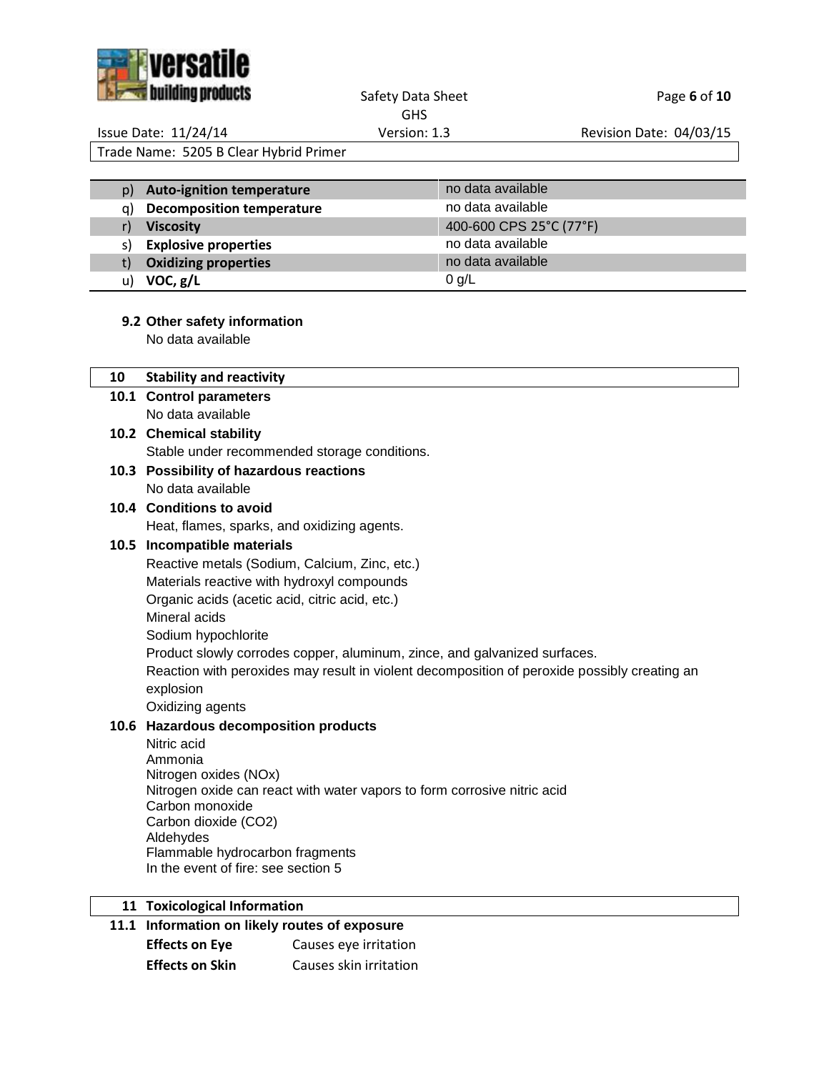| | | |
|---|---|---|
| p) | **Auto-ignition temperature** | no data available |
| q) | **Decomposition temperature** | no data available |
| r) | **Viscosity** | 400-600 CPS 25°C (77°F) |
| s) | **Explosive properties** | no data available |
| t) | **Oxidizing properties** | no data available |
| u) | **VOC, g/L** | 0 g/L |

**9.2 Other safety information**

No data available

## 10 Stability and reactivity

**10.1 Control parameters**

No data available

**10.2 Chemical stability**

Stable under recommended storage conditions.

**10.3 Possibility of hazardous reactions**

No data available

**10.4 Conditions to avoid**

Heat, flames, sparks, and oxidizing agents.

**10.5 Incompatible materials**

Reactive metals (Sodium, Calcium, Zinc, etc.)
Materials reactive with hydroxyl compounds
Organic acids (acetic acid, citric acid, etc.)
Mineral acids
Sodium hypochlorite
Product slowly corrodes copper, aluminum, zince, and galvanized surfaces.
Reaction with peroxides may result in violent decomposition of peroxide possibly creating an explosion
Oxidizing agents

**10.6 Hazardous decomposition products**

Nitric acid
Ammonia
Nitrogen oxides (NOx)
Nitrogen oxide can react with water vapors to form corrosive nitric acid
Carbon monoxide
Carbon dioxide ($CO_2$)
Aldehydes
Flammable hydrocarbon fragments
In the event of fire: see section 5

## 11 Toxicological Information

**11.1 Information on likely routes of exposure**

| | |
|---|---|
| **Effects on Eye** | Causes eye irritation |
| **Effects on Skin** | Causes skin irritation |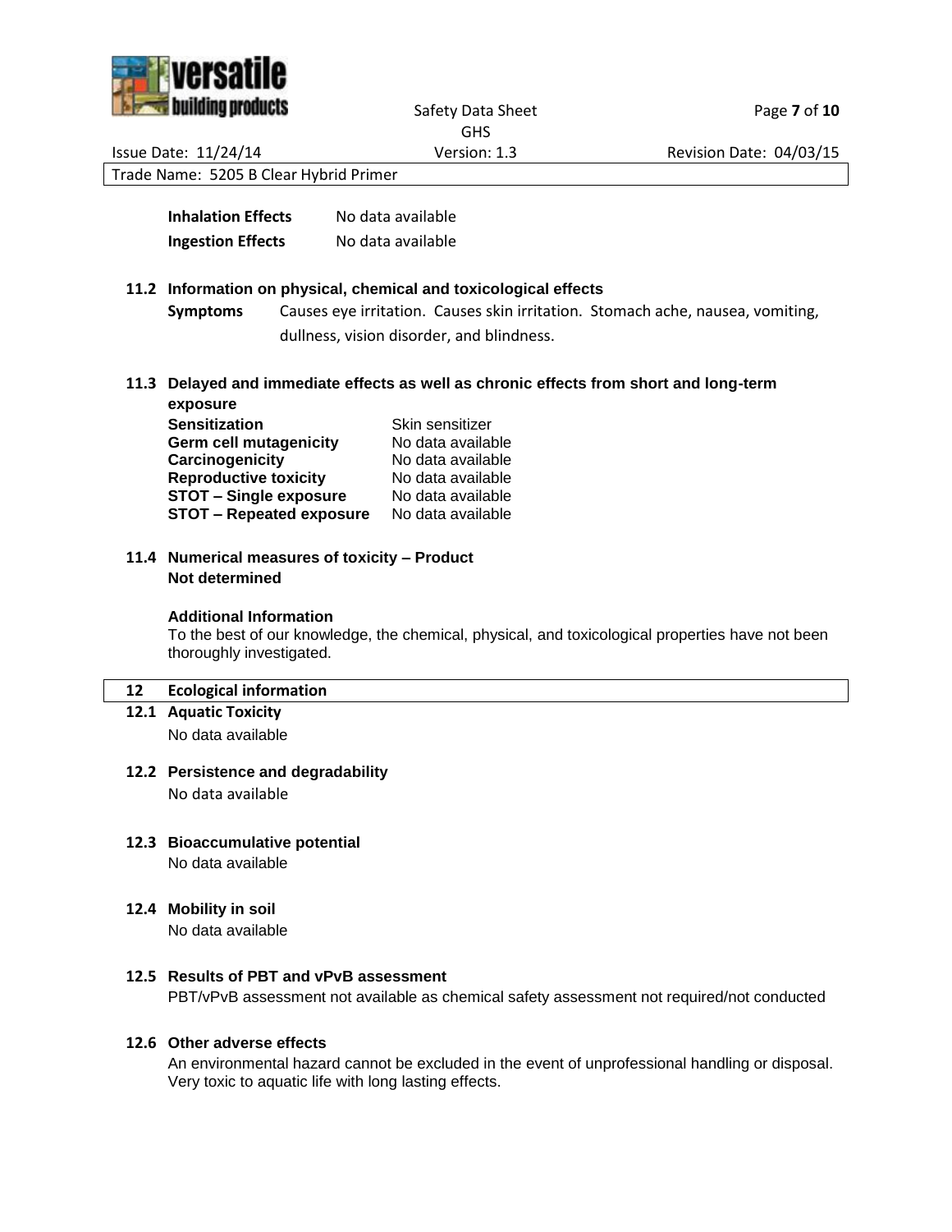| | |
|---|---|
| **Inhalation Effects** | No data available |
| **Ingestion Effects** | No data available |

### 11.2 Information on physical, chemical and toxicological effects

**Symptoms** Causes eye irritation. Causes skin irritation. Stomach ache, nausea, vomiting, dullness, vision disorder, and blindness.

### 11.3 Delayed and immediate effects as well as chronic effects from short and long-term exposure

| | |
|---|---|
| **Sensitization** | Skin sensitizer |
| **Germ cell mutagenicity** | No data available |
| **Carcinogenicity** | No data available |
| **Reproductive toxicity** | No data available |
| **STOT – Single exposure** | No data available |
| **STOT – Repeated exposure** | No data available |

### 11.4 Numerical measures of toxicity – Product

**Not determined**

**Additional Information**

To the best of our knowledge, the chemical, physical, and toxicological properties have not been thoroughly investigated.

## 12 Ecological information

### 12.1 Aquatic Toxicity

No data available

### 12.2 Persistence and degradability

No data available

### 12.3 Bioaccumulative potential

No data available

### 12.4 Mobility in soil

No data available

### 12.5 Results of PBT and vPvB assessment

PBT/vPvB assessment not available as chemical safety assessment not required/not conducted

### 12.6 Other adverse effects

An environmental hazard cannot be excluded in the event of unprofessional handling or disposal. Very toxic to aquatic life with long lasting effects.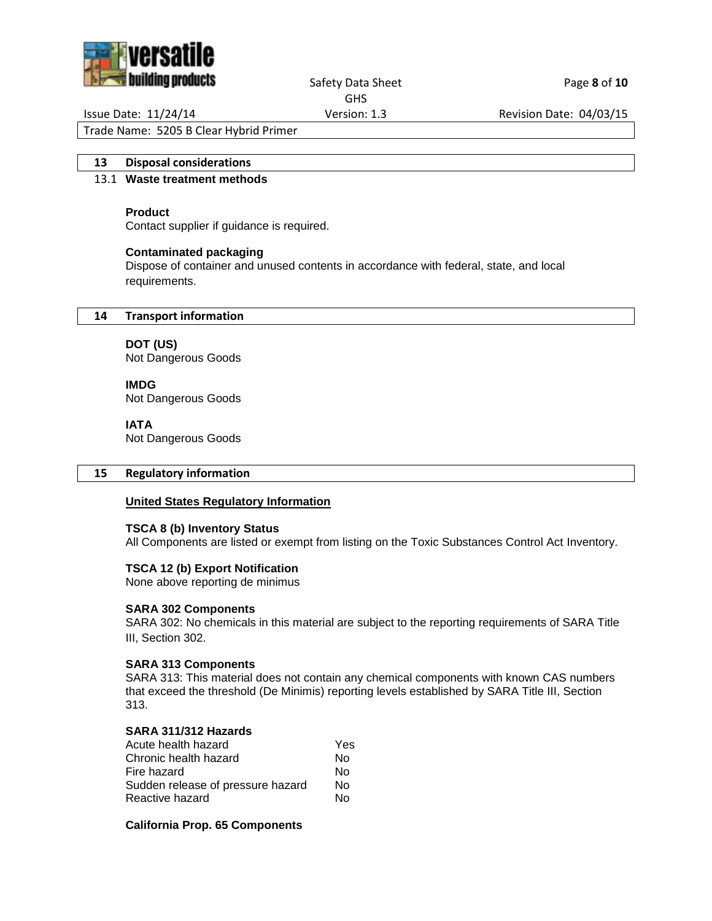## 13 Disposal considerations

### 13.1 Waste treatment methods

**Product**
Contact supplier if guidance is required.

**Contaminated packaging**
Dispose of container and unused contents in accordance with federal, state, and local requirements.

## 14 Transport information

**DOT (US)**
Not Dangerous Goods

**IMDG**
Not Dangerous Goods

**IATA**
Not Dangerous Goods

## 15 Regulatory information

**United States Regulatory Information**

**TSCA 8 (b) Inventory Status**
All Components are listed or exempt from listing on the Toxic Substances Control Act Inventory.

**TSCA 12 (b) Export Notification**
None above reporting de minimus

**SARA 302 Components**
SARA 302: No chemicals in this material are subject to the reporting requirements of SARA Title III, Section 302.

**SARA 313 Components**
SARA 313: This material does not contain any chemical components with known CAS numbers that exceed the threshold (De Minimis) reporting levels established by SARA Title III, Section 313.

**SARA 311/312 Hazards**

| | |
|---|---|
| Acute health hazard | Yes |
| Chronic health hazard | No |
| Fire hazard | No |
| Sudden release of pressure hazard | No |
| Reactive hazard | No |

**California Prop. 65 Components**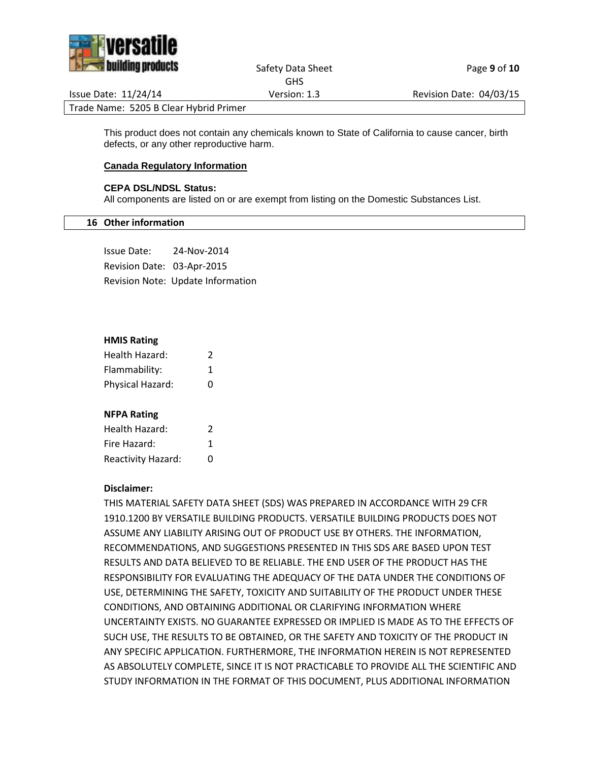This product does not contain any chemicals known to State of California to cause cancer, birth defects, or any other reproductive harm.

**Canada Regulatory Information**

**CEPA DSL/NDSL Status:**
All components are listed on or are exempt from listing on the Domestic Substances List.

## 16 Other information

Issue Date: 24-Nov-2014
Revision Date: 03-Apr-2015
Revision Note: Update Information

**HMIS Rating**

| | |
|---|---|
| Health Hazard: | 2 |
| Flammability: | 1 |
| Physical Hazard: | 0 |

**NFPA Rating**

| | |
|---|---|
| Health Hazard: | 2 |
| Fire Hazard: | 1 |
| Reactivity Hazard: | 0 |

**Disclaimer:**
THIS MATERIAL SAFETY DATA SHEET (SDS) WAS PREPARED IN ACCORDANCE WITH 29 CFR 1910.1200 BY VERSATILE BUILDING PRODUCTS. VERSATILE BUILDING PRODUCTS DOES NOT ASSUME ANY LIABILITY ARISING OUT OF PRODUCT USE BY OTHERS. THE INFORMATION, RECOMMENDATIONS, AND SUGGESTIONS PRESENTED IN THIS SDS ARE BASED UPON TEST RESULTS AND DATA BELIEVED TO BE RELIABLE. THE END USER OF THE PRODUCT HAS THE RESPONSIBILITY FOR EVALUATING THE ADEQUACY OF THE DATA UNDER THE CONDITIONS OF USE, DETERMINING THE SAFETY, TOXICITY AND SUITABILITY OF THE PRODUCT UNDER THESE CONDITIONS, AND OBTAINING ADDITIONAL OR CLARIFYING INFORMATION WHERE UNCERTAINTY EXISTS. NO GUARANTEE EXPRESSED OR IMPLIED IS MADE AS TO THE EFFECTS OF SUCH USE, THE RESULTS TO BE OBTAINED, OR THE SAFETY AND TOXICITY OF THE PRODUCT IN ANY SPECIFIC APPLICATION. FURTHERMORE, THE INFORMATION HEREIN IS NOT REPRESENTED AS ABSOLUTELY COMPLETE, SINCE IT IS NOT PRACTICABLE TO PROVIDE ALL THE SCIENTIFIC AND STUDY INFORMATION IN THE FORMAT OF THIS DOCUMENT, PLUS ADDITIONAL INFORMATION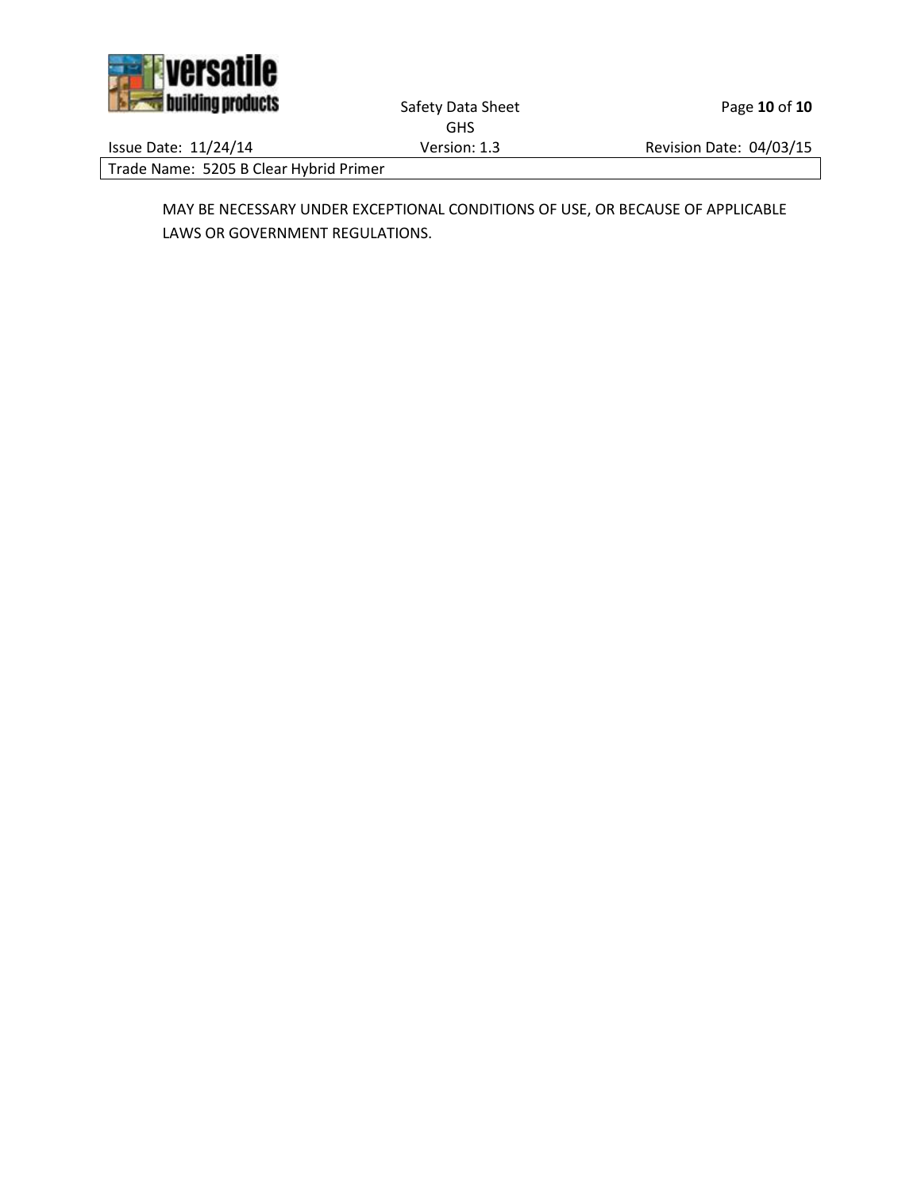MAY BE NECESSARY UNDER EXCEPTIONAL CONDITIONS OF USE, OR BECAUSE OF APPLICABLE LAWS OR GOVERNMENT REGULATIONS.